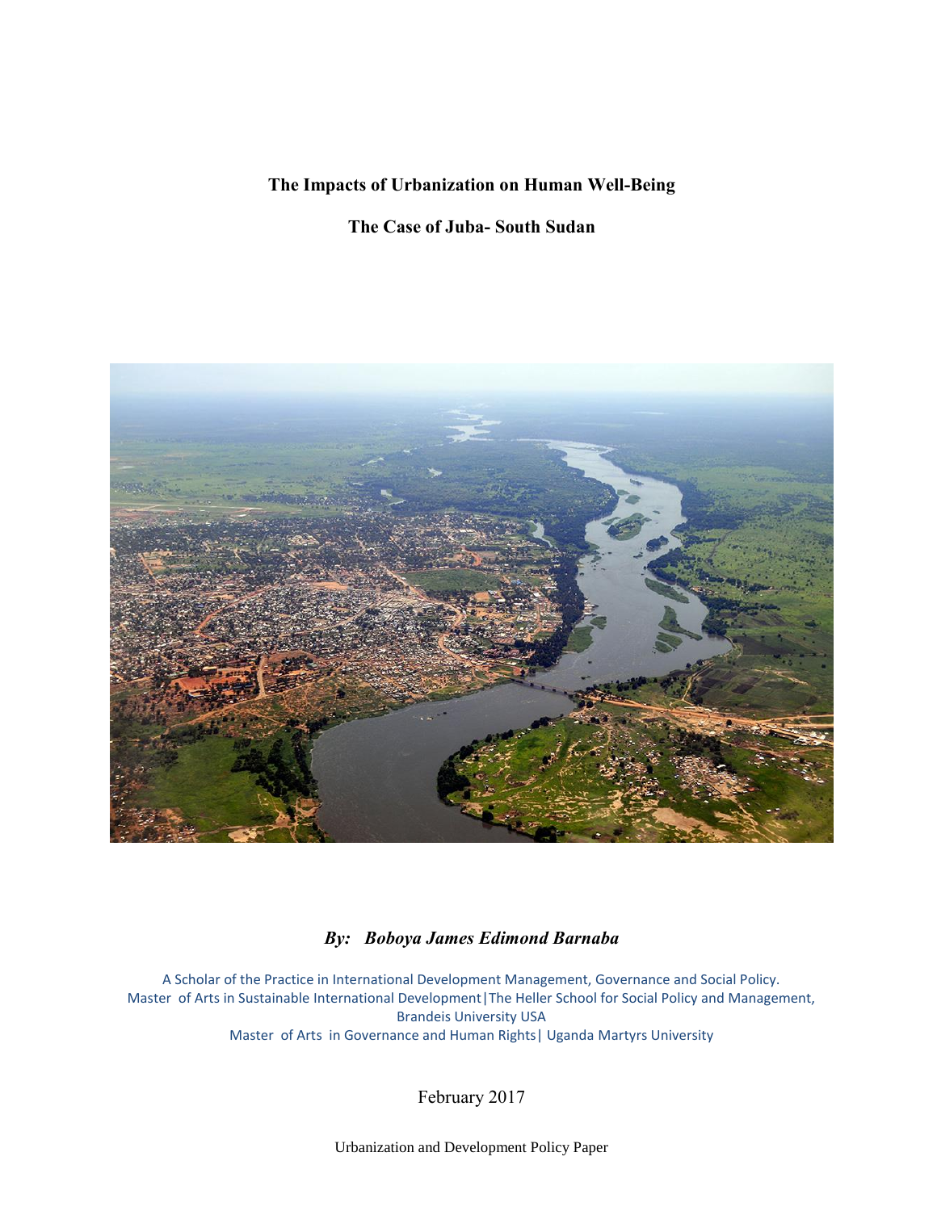# The Impacts of Urbanization on Human Well-Being

## The Case of Juba- South Sudan

***By: Boboya James Edimond Barnaba***

A Scholar of the Practice in International Development Management, Governance and Social Policy.
Master of Arts in Sustainable International Development|The Heller School for Social Policy and Management, Brandeis University USA
Master of Arts in Governance and Human Rights| Uganda Martyrs University

February 2017

Urbanization and Development Policy Paper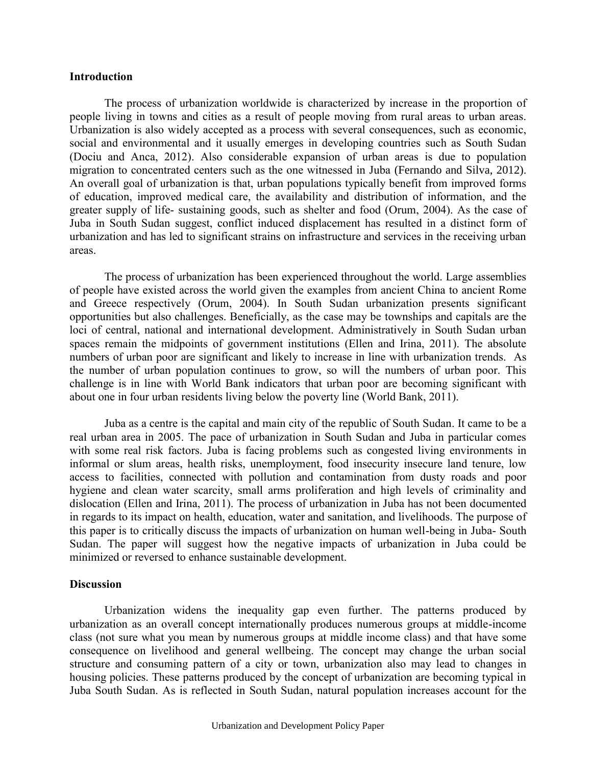**Introduction**

The process of urbanization worldwide is characterized by increase in the proportion of people living in towns and cities as a result of people moving from rural areas to urban areas. Urbanization is also widely accepted as a process with several consequences, such as economic, social and environmental and it usually emerges in developing countries such as South Sudan (Dociu and Anca, 2012). Also considerable expansion of urban areas is due to population migration to concentrated centers such as the one witnessed in Juba (Fernando and Silva, 2012). An overall goal of urbanization is that, urban populations typically benefit from improved forms of education, improved medical care, the availability and distribution of information, and the greater supply of life- sustaining goods, such as shelter and food (Orum, 2004). As the case of Juba in South Sudan suggest, conflict induced displacement has resulted in a distinct form of urbanization and has led to significant strains on infrastructure and services in the receiving urban areas.

The process of urbanization has been experienced throughout the world. Large assemblies of people have existed across the world given the examples from ancient China to ancient Rome and Greece respectively (Orum, 2004). In South Sudan urbanization presents significant opportunities but also challenges. Beneficially, as the case may be townships and capitals are the loci of central, national and international development. Administratively in South Sudan urban spaces remain the midpoints of government institutions (Ellen and Irina, 2011). The absolute numbers of urban poor are significant and likely to increase in line with urbanization trends. As the number of urban population continues to grow, so will the numbers of urban poor. This challenge is in line with World Bank indicators that urban poor are becoming significant with about one in four urban residents living below the poverty line (World Bank, 2011).

Juba as a centre is the capital and main city of the republic of South Sudan. It came to be a real urban area in 2005. The pace of urbanization in South Sudan and Juba in particular comes with some real risk factors. Juba is facing problems such as congested living environments in informal or slum areas, health risks, unemployment, food insecurity insecure land tenure, low access to facilities, connected with pollution and contamination from dusty roads and poor hygiene and clean water scarcity, small arms proliferation and high levels of criminality and dislocation (Ellen and Irina, 2011). The process of urbanization in Juba has not been documented in regards to its impact on health, education, water and sanitation, and livelihoods. The purpose of this paper is to critically discuss the impacts of urbanization on human well-being in Juba- South Sudan. The paper will suggest how the negative impacts of urbanization in Juba could be minimized or reversed to enhance sustainable development.

**Discussion**

Urbanization widens the inequality gap even further. The patterns produced by urbanization as an overall concept internationally produces numerous groups at middle-income class (not sure what you mean by numerous groups at middle income class) and that have some consequence on livelihood and general wellbeing. The concept may change the urban social structure and consuming pattern of a city or town, urbanization also may lead to changes in housing policies. These patterns produced by the concept of urbanization are becoming typical in Juba South Sudan. As is reflected in South Sudan, natural population increases account for the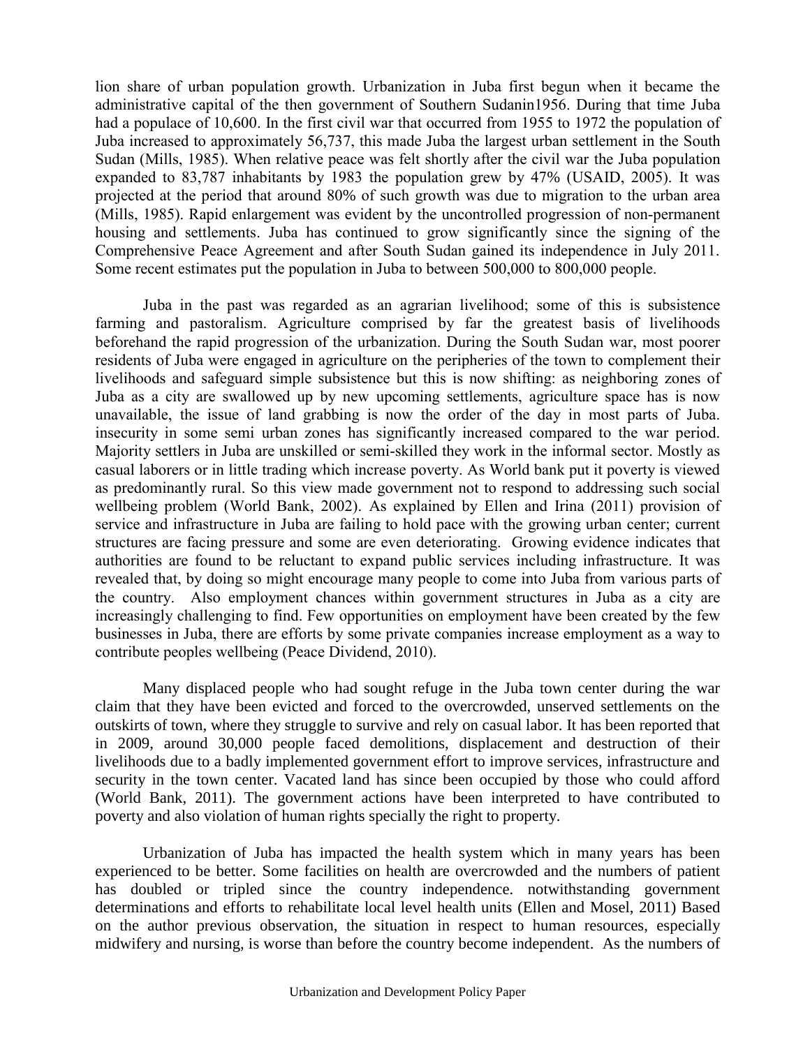lion share of urban population growth. Urbanization in Juba first begun when it became the administrative capital of the then government of Southern Sudanin1956. During that time Juba had a populace of 10,600. In the first civil war that occurred from 1955 to 1972 the population of Juba increased to approximately 56,737, this made Juba the largest urban settlement in the South Sudan (Mills, 1985). When relative peace was felt shortly after the civil war the Juba population expanded to 83,787 inhabitants by 1983 the population grew by 47% (USAID, 2005). It was projected at the period that around 80% of such growth was due to migration to the urban area (Mills, 1985). Rapid enlargement was evident by the uncontrolled progression of non-permanent housing and settlements. Juba has continued to grow significantly since the signing of the Comprehensive Peace Agreement and after South Sudan gained its independence in July 2011. Some recent estimates put the population in Juba to between 500,000 to 800,000 people.

Juba in the past was regarded as an agrarian livelihood; some of this is subsistence farming and pastoralism. Agriculture comprised by far the greatest basis of livelihoods beforehand the rapid progression of the urbanization. During the South Sudan war, most poorer residents of Juba were engaged in agriculture on the peripheries of the town to complement their livelihoods and safeguard simple subsistence but this is now shifting: as neighboring zones of Juba as a city are swallowed up by new upcoming settlements, agriculture space has is now unavailable, the issue of land grabbing is now the order of the day in most parts of Juba. insecurity in some semi urban zones has significantly increased compared to the war period. Majority settlers in Juba are unskilled or semi-skilled they work in the informal sector. Mostly as casual laborers or in little trading which increase poverty. As World bank put it poverty is viewed as predominantly rural. So this view made government not to respond to addressing such social wellbeing problem (World Bank, 2002). As explained by Ellen and Irina (2011) provision of service and infrastructure in Juba are failing to hold pace with the growing urban center; current structures are facing pressure and some are even deteriorating. Growing evidence indicates that authorities are found to be reluctant to expand public services including infrastructure. It was revealed that, by doing so might encourage many people to come into Juba from various parts of the country. Also employment chances within government structures in Juba as a city are increasingly challenging to find. Few opportunities on employment have been created by the few businesses in Juba, there are efforts by some private companies increase employment as a way to contribute peoples wellbeing (Peace Dividend, 2010).

Many displaced people who had sought refuge in the Juba town center during the war claim that they have been evicted and forced to the overcrowded, unserved settlements on the outskirts of town, where they struggle to survive and rely on casual labor. It has been reported that in 2009, around 30,000 people faced demolitions, displacement and destruction of their livelihoods due to a badly implemented government effort to improve services, infrastructure and security in the town center. Vacated land has since been occupied by those who could afford (World Bank, 2011). The government actions have been interpreted to have contributed to poverty and also violation of human rights specially the right to property.

Urbanization of Juba has impacted the health system which in many years has been experienced to be better. Some facilities on health are overcrowded and the numbers of patient has doubled or tripled since the country independence. notwithstanding government determinations and efforts to rehabilitate local level health units (Ellen and Mosel, 2011) Based on the author previous observation, the situation in respect to human resources, especially midwifery and nursing, is worse than before the country become independent. As the numbers of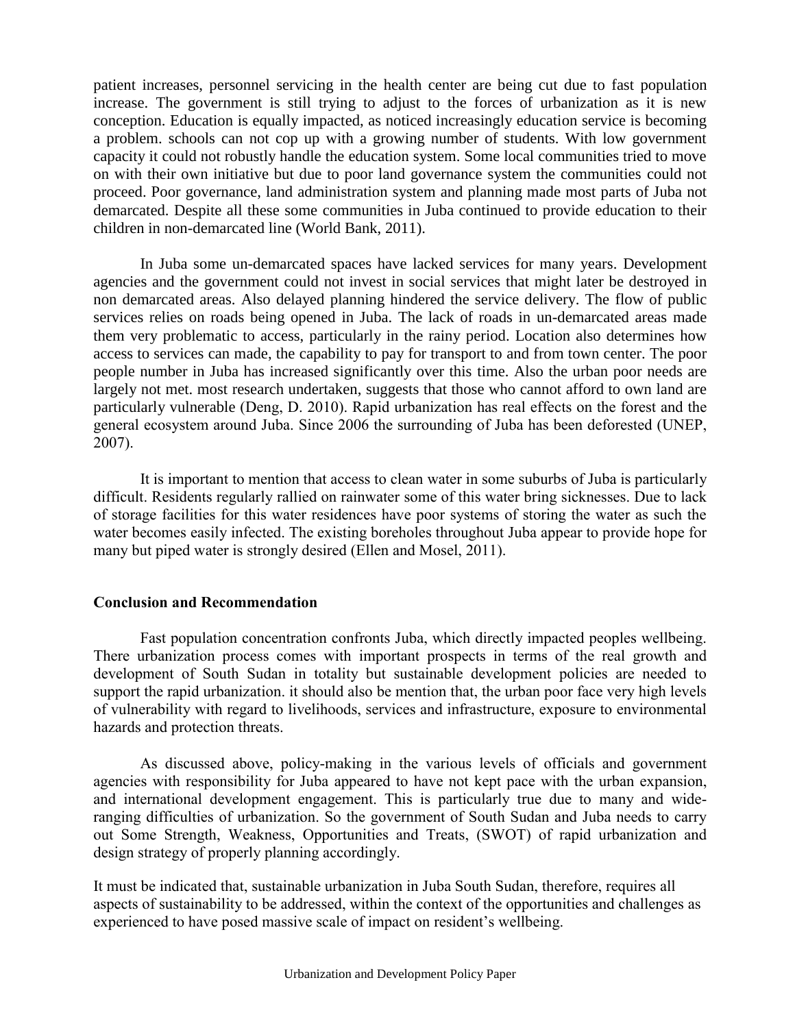patient increases, personnel servicing in the health center are being cut due to fast population increase. The government is still trying to adjust to the forces of urbanization as it is new conception. Education is equally impacted, as noticed increasingly education service is becoming a problem. schools can not cop up with a growing number of students. With low government capacity it could not robustly handle the education system. Some local communities tried to move on with their own initiative but due to poor land governance system the communities could not proceed. Poor governance, land administration system and planning made most parts of Juba not demarcated. Despite all these some communities in Juba continued to provide education to their children in non-demarcated line (World Bank, 2011).

In Juba some un-demarcated spaces have lacked services for many years. Development agencies and the government could not invest in social services that might later be destroyed in non demarcated areas. Also delayed planning hindered the service delivery. The flow of public services relies on roads being opened in Juba. The lack of roads in un-demarcated areas made them very problematic to access, particularly in the rainy period. Location also determines how access to services can made, the capability to pay for transport to and from town center. The poor people number in Juba has increased significantly over this time. Also the urban poor needs are largely not met. most research undertaken, suggests that those who cannot afford to own land are particularly vulnerable (Deng, D. 2010). Rapid urbanization has real effects on the forest and the general ecosystem around Juba. Since 2006 the surrounding of Juba has been deforested (UNEP, 2007).

It is important to mention that access to clean water in some suburbs of Juba is particularly difficult. Residents regularly rallied on rainwater some of this water bring sicknesses. Due to lack of storage facilities for this water residences have poor systems of storing the water as such the water becomes easily infected. The existing boreholes throughout Juba appear to provide hope for many but piped water is strongly desired (Ellen and Mosel, 2011).

### Conclusion and Recommendation

Fast population concentration confronts Juba, which directly impacted peoples wellbeing. There urbanization process comes with important prospects in terms of the real growth and development of South Sudan in totality but sustainable development policies are needed to support the rapid urbanization. it should also be mention that, the urban poor face very high levels of vulnerability with regard to livelihoods, services and infrastructure, exposure to environmental hazards and protection threats.

As discussed above, policy-making in the various levels of officials and government agencies with responsibility for Juba appeared to have not kept pace with the urban expansion, and international development engagement. This is particularly true due to many and wide-ranging difficulties of urbanization. So the government of South Sudan and Juba needs to carry out Some Strength, Weakness, Opportunities and Treats, (SWOT) of rapid urbanization and design strategy of properly planning accordingly.

It must be indicated that, sustainable urbanization in Juba South Sudan, therefore, requires all aspects of sustainability to be addressed, within the context of the opportunities and challenges as experienced to have posed massive scale of impact on resident's wellbeing.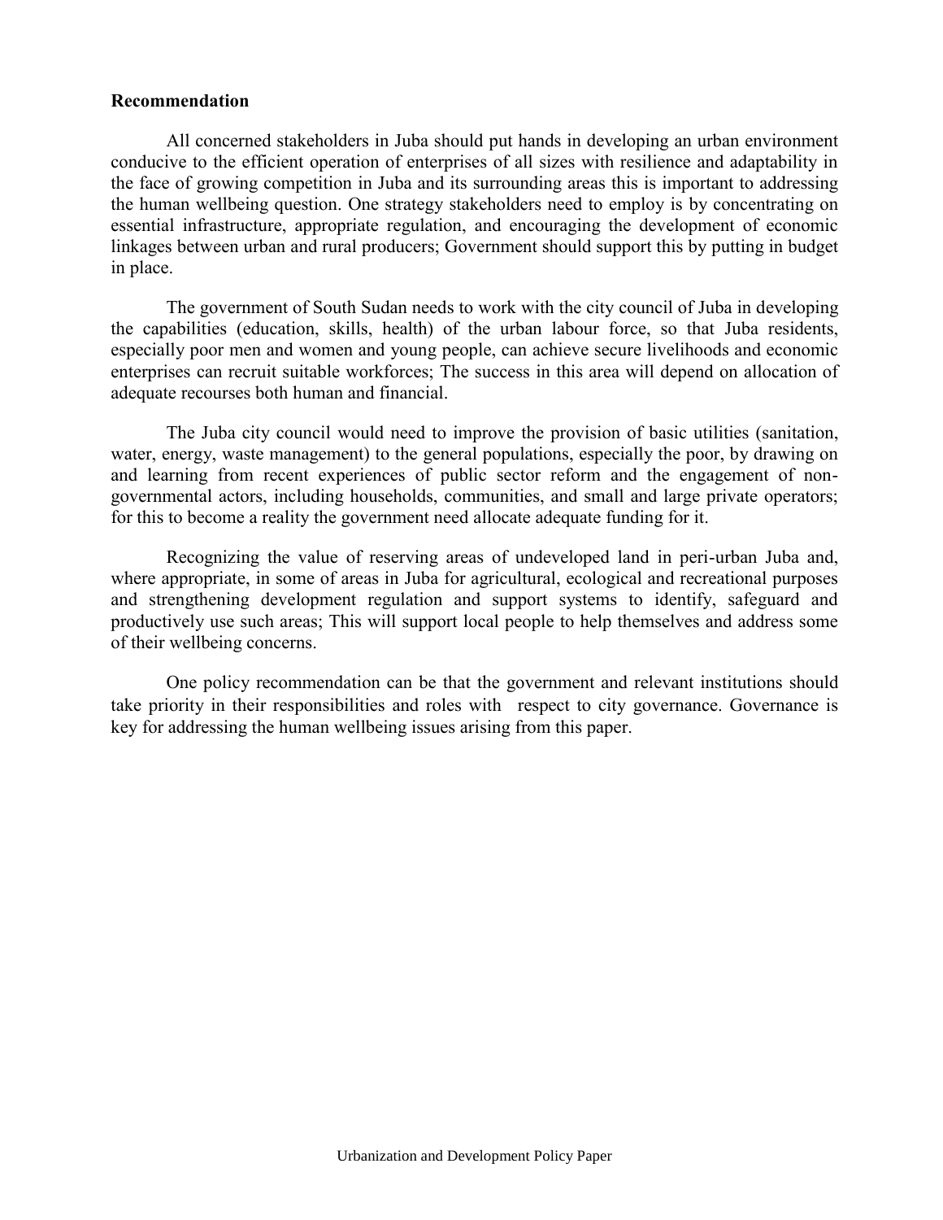**Recommendation**

All concerned stakeholders in Juba should put hands in developing an urban environment conducive to the efficient operation of enterprises of all sizes with resilience and adaptability in the face of growing competition in Juba and its surrounding areas this is important to addressing the human wellbeing question. One strategy stakeholders need to employ is by concentrating on essential infrastructure, appropriate regulation, and encouraging the development of economic linkages between urban and rural producers; Government should support this by putting in budget in place.

The government of South Sudan needs to work with the city council of Juba in developing the capabilities (education, skills, health) of the urban labour force, so that Juba residents, especially poor men and women and young people, can achieve secure livelihoods and economic enterprises can recruit suitable workforces; The success in this area will depend on allocation of adequate recourses both human and financial.

The Juba city council would need to improve the provision of basic utilities (sanitation, water, energy, waste management) to the general populations, especially the poor, by drawing on and learning from recent experiences of public sector reform and the engagement of non-governmental actors, including households, communities, and small and large private operators; for this to become a reality the government need allocate adequate funding for it.

Recognizing the value of reserving areas of undeveloped land in peri-urban Juba and, where appropriate, in some of areas in Juba for agricultural, ecological and recreational purposes and strengthening development regulation and support systems to identify, safeguard and productively use such areas; This will support local people to help themselves and address some of their wellbeing concerns.

One policy recommendation can be that the government and relevant institutions should take priority in their responsibilities and roles with respect to city governance. Governance is key for addressing the human wellbeing issues arising from this paper.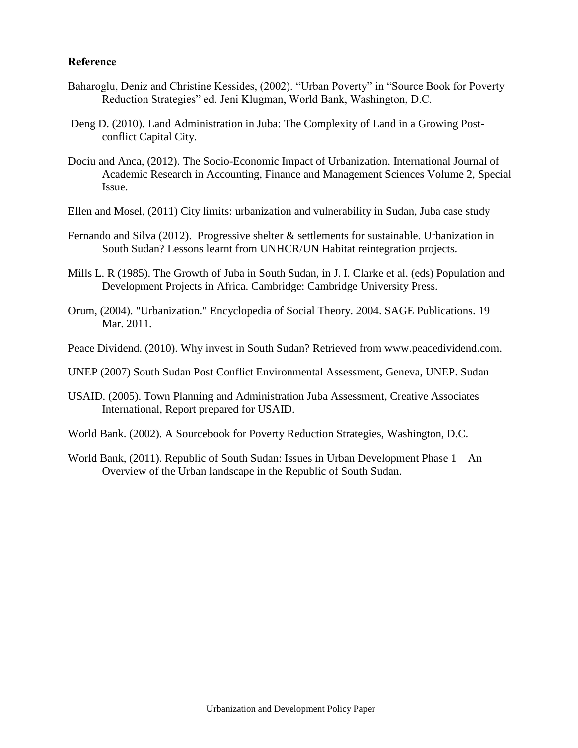**Reference**

Baharoglu, Deniz and Christine Kessides, (2002). "Urban Poverty" in "Source Book for Poverty Reduction Strategies" ed. Jeni Klugman, World Bank, Washington, D.C.

Deng D. (2010). Land Administration in Juba: The Complexity of Land in a Growing Post-conflict Capital City.

Dociu and Anca, (2012). The Socio-Economic Impact of Urbanization. International Journal of Academic Research in Accounting, Finance and Management Sciences Volume 2, Special Issue.

Ellen and Mosel, (2011) City limits: urbanization and vulnerability in Sudan, Juba case study

Fernando and Silva (2012). Progressive shelter & settlements for sustainable. Urbanization in South Sudan? Lessons learnt from UNHCR/UN Habitat reintegration projects.

Mills L. R (1985). The Growth of Juba in South Sudan, in J. I. Clarke et al. (eds) Population and Development Projects in Africa. Cambridge: Cambridge University Press.

Orum, (2004). "Urbanization." Encyclopedia of Social Theory. 2004. SAGE Publications. 19 Mar. 2011.

Peace Dividend. (2010). Why invest in South Sudan? Retrieved from www.peacedividend.com.

UNEP (2007) South Sudan Post Conflict Environmental Assessment, Geneva, UNEP. Sudan

USAID. (2005). Town Planning and Administration Juba Assessment, Creative Associates International, Report prepared for USAID.

World Bank. (2002). A Sourcebook for Poverty Reduction Strategies, Washington, D.C.

World Bank, (2011). Republic of South Sudan: Issues in Urban Development Phase 1 – An Overview of the Urban landscape in the Republic of South Sudan.